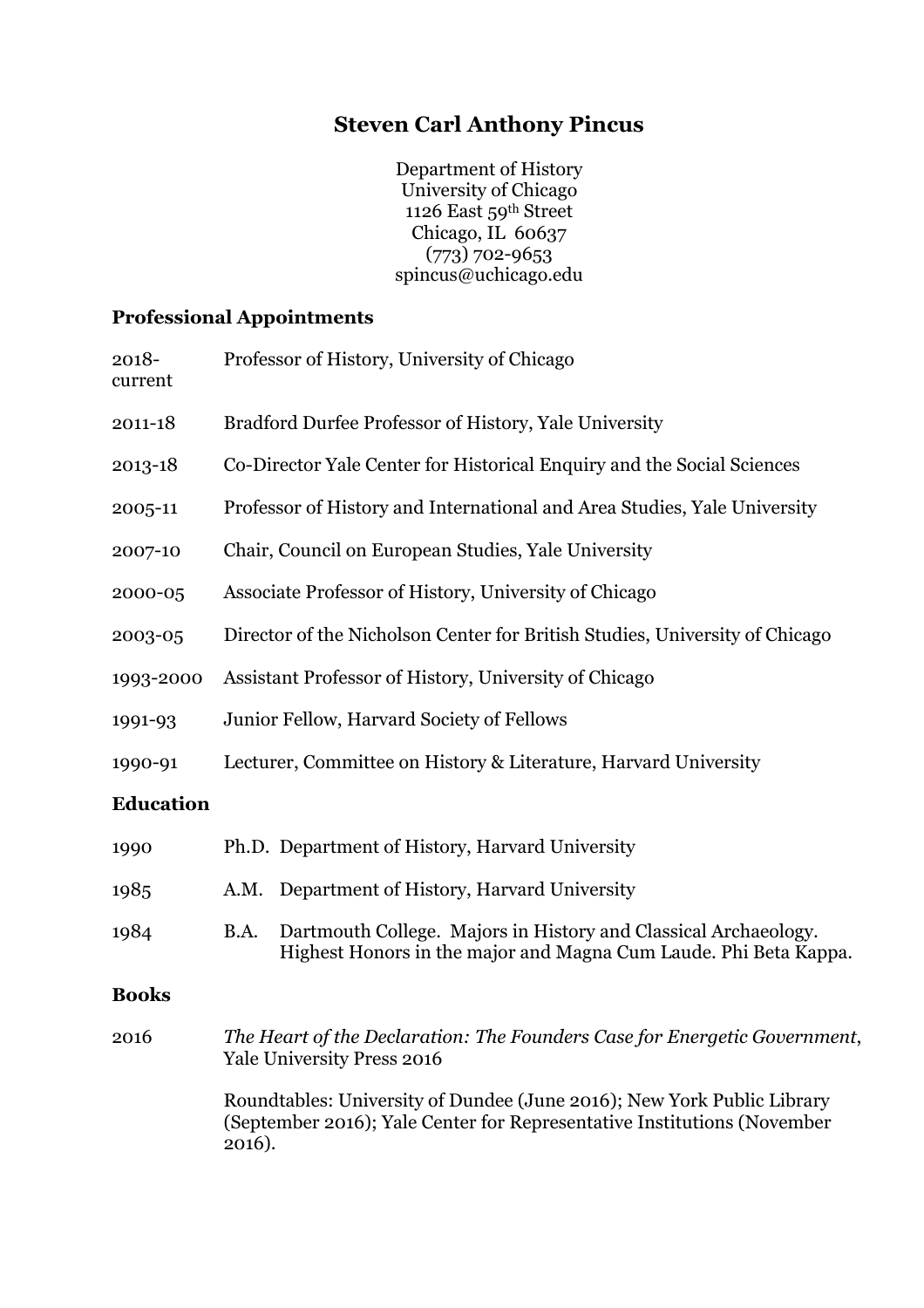# Steven Carl Anthony Pincus

Department of History
University of Chicago
1126 East 59th Street
Chicago, IL 60637
(773) 702-9653
spincus@uchicago.edu

## Professional Appointments

| | |
|---|---|
| 2018-current | Professor of History, University of Chicago |
| 2011-18 | Bradford Durfee Professor of History, Yale University |
| 2013-18 | Co-Director Yale Center for Historical Enquiry and the Social Sciences |
| 2005-11 | Professor of History and International and Area Studies, Yale University |
| 2007-10 | Chair, Council on European Studies, Yale University |
| 2000-05 | Associate Professor of History, University of Chicago |
| 2003-05 | Director of the Nicholson Center for British Studies, University of Chicago |
| 1993-2000 | Assistant Professor of History, University of Chicago |
| 1991-93 | Junior Fellow, Harvard Society of Fellows |
| 1990-91 | Lecturer, Committee on History & Literature, Harvard University |

## Education

| | | |
|---|---|---|
| 1990 | Ph.D. | Department of History, Harvard University |
| 1985 | A.M. | Department of History, Harvard University |
| 1984 | B.A. | Dartmouth College. Majors in History and Classical Archaeology. Highest Honors in the major and Magna Cum Laude. Phi Beta Kappa. |

## Books

2016 — *The Heart of the Declaration: The Founders Case for Energetic Government*, Yale University Press 2016

Roundtables: University of Dundee (June 2016); New York Public Library (September 2016); Yale Center for Representative Institutions (November 2016).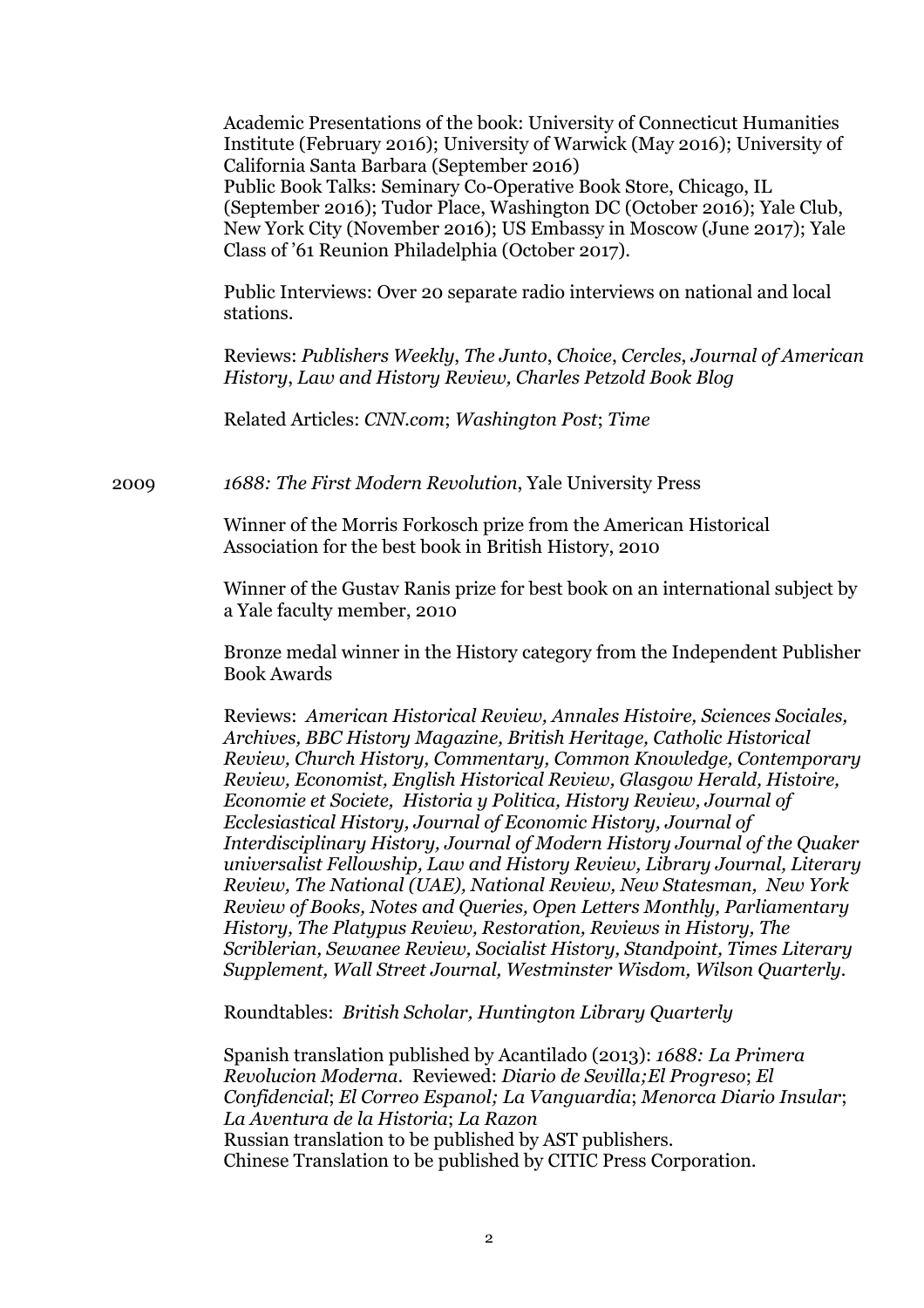Academic Presentations of the book: University of Connecticut Humanities Institute (February 2016); University of Warwick (May 2016); University of California Santa Barbara (September 2016)
Public Book Talks: Seminary Co-Operative Book Store, Chicago, IL (September 2016); Tudor Place, Washington DC (October 2016); Yale Club, New York City (November 2016); US Embassy in Moscow (June 2017); Yale Class of '61 Reunion Philadelphia (October 2017).

Public Interviews: Over 20 separate radio interviews on national and local stations.

Reviews: *Publishers Weekly*, *The Junto*, *Choice*, *Cercles*, *Journal of American History*, *Law and History Review, Charles Petzold Book Blog*

Related Articles: *CNN.com*; *Washington Post*; *Time*

2009 *1688: The First Modern Revolution*, Yale University Press

Winner of the Morris Forkosch prize from the American Historical Association for the best book in British History, 2010

Winner of the Gustav Ranis prize for best book on an international subject by a Yale faculty member, 2010

Bronze medal winner in the History category from the Independent Publisher Book Awards

Reviews: *American Historical Review, Annales Histoire, Sciences Sociales, Archives, BBC History Magazine, British Heritage, Catholic Historical Review, Church History, Commentary, Common Knowledge, Contemporary Review, Economist, English Historical Review, Glasgow Herald, Histoire, Economie et Societe, Historia y Politica, History Review, Journal of Ecclesiastical History, Journal of Economic History, Journal of Interdisciplinary History, Journal of Modern History Journal of the Quaker universalist Fellowship, Law and History Review, Library Journal, Literary Review, The National (UAE), National Review, New Statesman, New York Review of Books, Notes and Queries, Open Letters Monthly, Parliamentary History, The Platypus Review, Restoration, Reviews in History, The Scriblerian, Sewanee Review, Socialist History, Standpoint, Times Literary Supplement, Wall Street Journal, Westminster Wisdom, Wilson Quarterly.*

Roundtables: *British Scholar, Huntington Library Quarterly*

Spanish translation published by Acantilado (2013): *1688: La Primera Revolucion Moderna*. Reviewed: *Diario de Sevilla;El Progreso*; *El Confidencial*; *El Correo Espanol; La Vanguardia*; *Menorca Diario Insular*; *La Aventura de la Historia*; *La Razon*
Russian translation to be published by AST publishers.
Chinese Translation to be published by CITIC Press Corporation.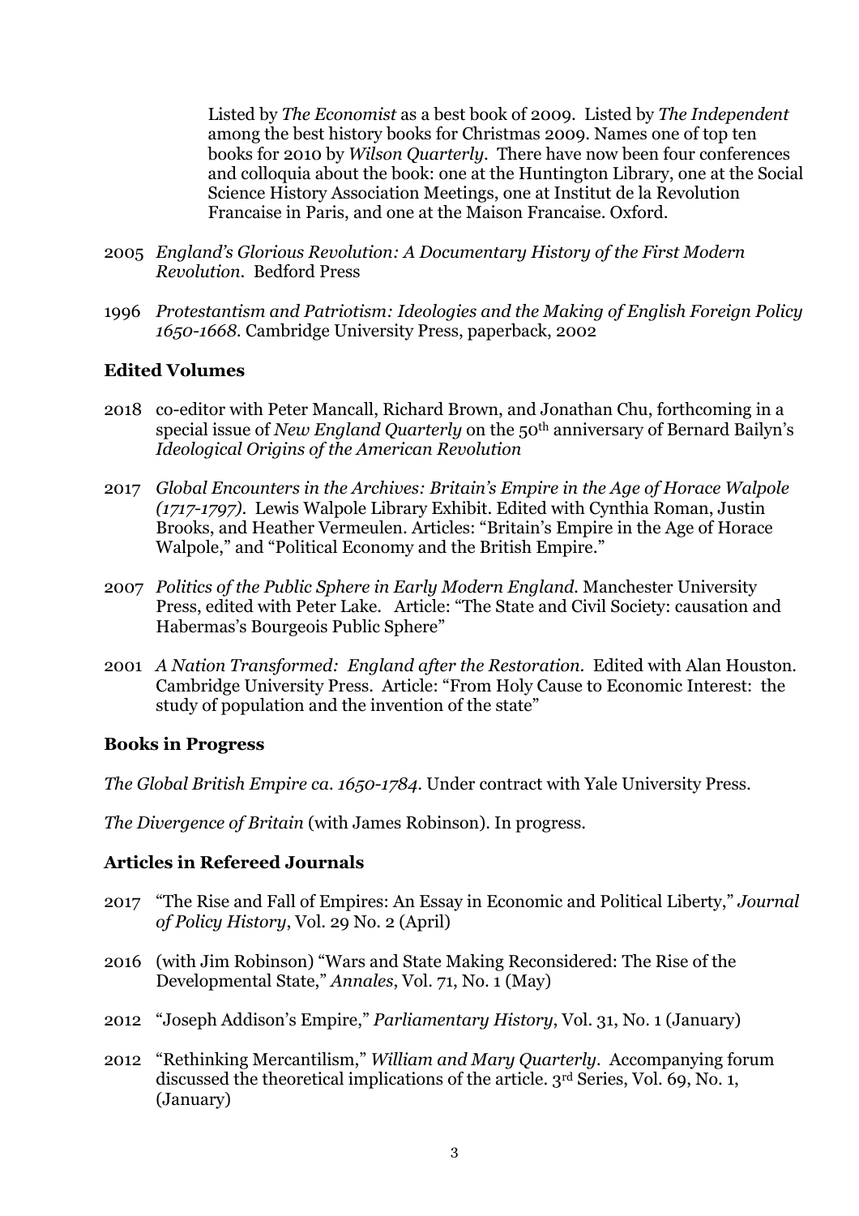Listed by *The Economist* as a best book of 2009. Listed by *The Independent* among the best history books for Christmas 2009. Names one of top ten books for 2010 by *Wilson Quarterly*. There have now been four conferences and colloquia about the book: one at the Huntington Library, one at the Social Science History Association Meetings, one at Institut de la Revolution Francaise in Paris, and one at the Maison Francaise. Oxford.

2005 *England's Glorious Revolution: A Documentary History of the First Modern Revolution.* Bedford Press

1996 *Protestantism and Patriotism: Ideologies and the Making of English Foreign Policy 1650-1668.* Cambridge University Press, paperback, 2002

**Edited Volumes**

2018 co-editor with Peter Mancall, Richard Brown, and Jonathan Chu, forthcoming in a special issue of *New England Quarterly* on the 50th anniversary of Bernard Bailyn's *Ideological Origins of the American Revolution*

2017 *Global Encounters in the Archives: Britain's Empire in the Age of Horace Walpole (1717-1797).* Lewis Walpole Library Exhibit. Edited with Cynthia Roman, Justin Brooks, and Heather Vermeulen. Articles: "Britain's Empire in the Age of Horace Walpole," and "Political Economy and the British Empire."

2007 *Politics of the Public Sphere in Early Modern England.* Manchester University Press, edited with Peter Lake. Article: "The State and Civil Society: causation and Habermas's Bourgeois Public Sphere"

2001 *A Nation Transformed: England after the Restoration.* Edited with Alan Houston. Cambridge University Press. Article: "From Holy Cause to Economic Interest: the study of population and the invention of the state"

**Books in Progress**

*The Global British Empire ca. 1650-1784.* Under contract with Yale University Press.

*The Divergence of Britain* (with James Robinson). In progress.

**Articles in Refereed Journals**

2017 "The Rise and Fall of Empires: An Essay in Economic and Political Liberty," *Journal of Policy History*, Vol. 29 No. 2 (April)

2016 (with Jim Robinson) "Wars and State Making Reconsidered: The Rise of the Developmental State," *Annales*, Vol. 71, No. 1 (May)

2012 "Joseph Addison's Empire," *Parliamentary History*, Vol. 31, No. 1 (January)

2012 "Rethinking Mercantilism," *William and Mary Quarterly*. Accompanying forum discussed the theoretical implications of the article. 3rd Series, Vol. 69, No. 1, (January)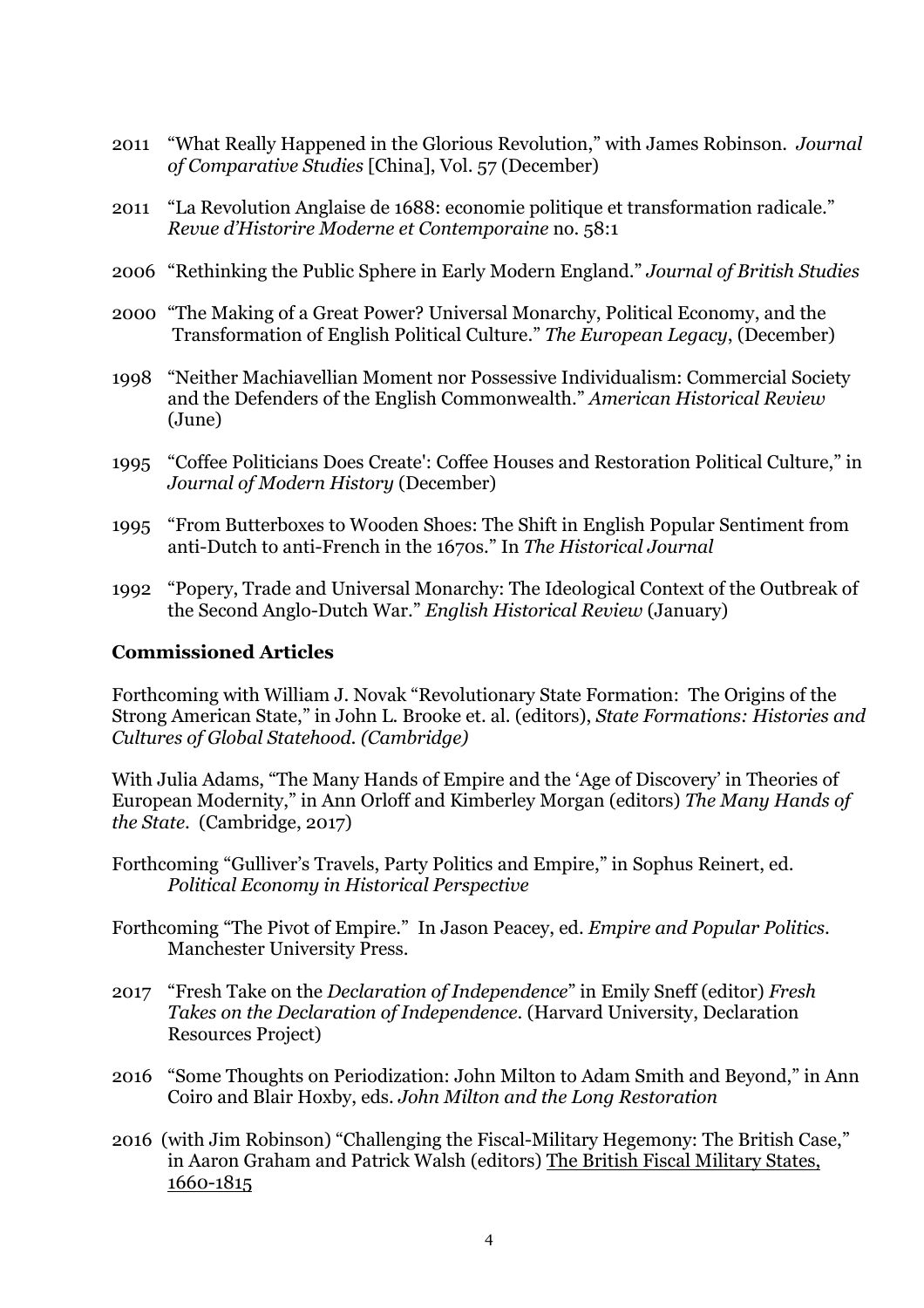2011 "What Really Happened in the Glorious Revolution," with James Robinson. *Journal of Comparative Studies* [China], Vol. 57 (December)

2011 "La Revolution Anglaise de 1688: economie politique et transformation radicale." *Revue d'Historire Moderne et Contemporaine* no. 58:1

2006 "Rethinking the Public Sphere in Early Modern England." *Journal of British Studies*

2000 "The Making of a Great Power? Universal Monarchy, Political Economy, and the Transformation of English Political Culture." *The European Legacy*, (December)

1998 "Neither Machiavellian Moment nor Possessive Individualism: Commercial Society and the Defenders of the English Commonwealth." *American Historical Review* (June)

1995 "Coffee Politicians Does Create': Coffee Houses and Restoration Political Culture," in *Journal of Modern History* (December)

1995 "From Butterboxes to Wooden Shoes: The Shift in English Popular Sentiment from anti-Dutch to anti-French in the 1670s." In *The Historical Journal*

1992 "Popery, Trade and Universal Monarchy: The Ideological Context of the Outbreak of the Second Anglo-Dutch War." *English Historical Review* (January)

**Commissioned Articles**

Forthcoming with William J. Novak "Revolutionary State Formation: The Origins of the Strong American State," in John L. Brooke et. al. (editors), *State Formations: Histories and Cultures of Global Statehood. (Cambridge)*

With Julia Adams, "The Many Hands of Empire and the 'Age of Discovery' in Theories of European Modernity," in Ann Orloff and Kimberley Morgan (editors) *The Many Hands of the State*. (Cambridge, 2017)

Forthcoming "Gulliver's Travels, Party Politics and Empire," in Sophus Reinert, ed. *Political Economy in Historical Perspective*

Forthcoming "The Pivot of Empire." In Jason Peacey, ed. *Empire and Popular Politics*. Manchester University Press.

2017 "Fresh Take on the *Declaration of Independence*" in Emily Sneff (editor) *Fresh Takes on the Declaration of Independence*. (Harvard University, Declaration Resources Project)

2016 "Some Thoughts on Periodization: John Milton to Adam Smith and Beyond," in Ann Coiro and Blair Hoxby, eds. *John Milton and the Long Restoration*

2016 (with Jim Robinson) "Challenging the Fiscal-Military Hegemony: The British Case," in Aaron Graham and Patrick Walsh (editors) The British Fiscal Military States, 1660-1815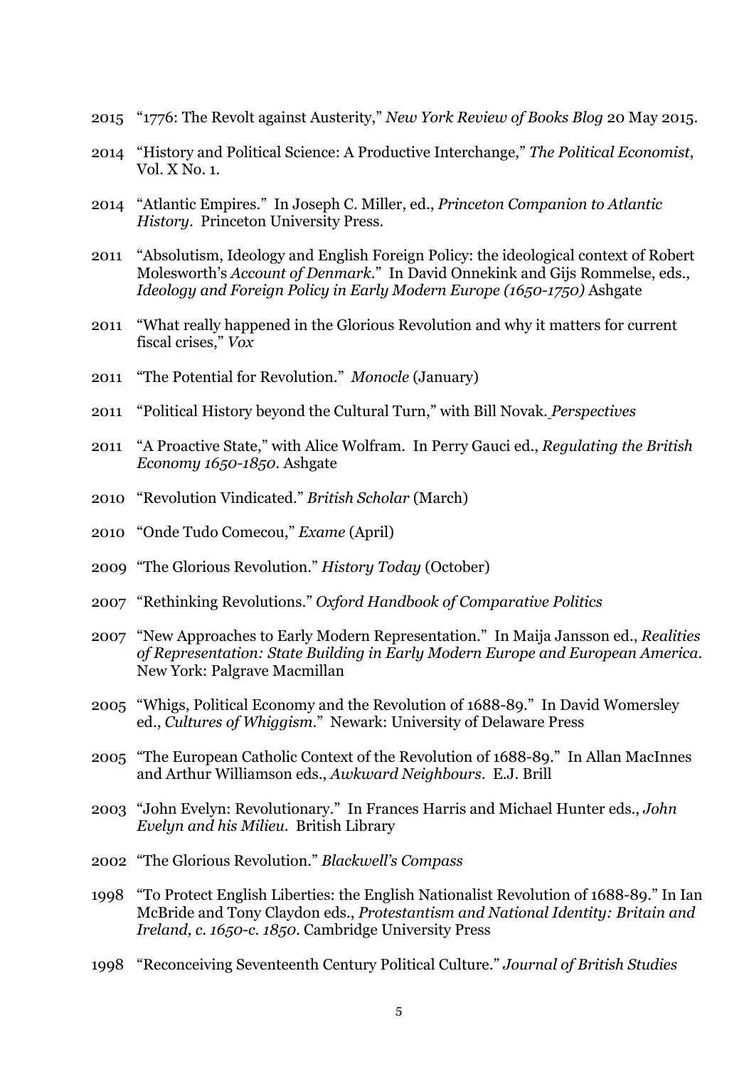2015 "1776: The Revolt against Austerity," *New York Review of Books Blog* 20 May 2015.

2014 "History and Political Science: A Productive Interchange," *The Political Economist*, Vol. X No. 1.

2014 "Atlantic Empires." In Joseph C. Miller, ed., *Princeton Companion to Atlantic History*. Princeton University Press.

2011 "Absolutism, Ideology and English Foreign Policy: the ideological context of Robert Molesworth's *Account of Denmark*." In David Onnekink and Gijs Rommelse, eds., *Ideology and Foreign Policy in Early Modern Europe (1650-1750)* Ashgate

2011 "What really happened in the Glorious Revolution and why it matters for current fiscal crises," *Vox*

2011 "The Potential for Revolution." *Monocle* (January)

2011 "Political History beyond the Cultural Turn," with Bill Novak. *Perspectives*

2011 "A Proactive State," with Alice Wolfram. In Perry Gauci ed., *Regulating the British Economy 1650-1850*. Ashgate

2010 "Revolution Vindicated." *British Scholar* (March)

2010 "Onde Tudo Comecou," *Exame* (April)

2009 "The Glorious Revolution." *History Today* (October)

2007 "Rethinking Revolutions." *Oxford Handbook of Comparative Politics*

2007 "New Approaches to Early Modern Representation." In Maija Jansson ed., *Realities of Representation: State Building in Early Modern Europe and European America*. New York: Palgrave Macmillan

2005 "Whigs, Political Economy and the Revolution of 1688-89." In David Womersley ed., *Cultures of Whiggism*." Newark: University of Delaware Press

2005 "The European Catholic Context of the Revolution of 1688-89." In Allan MacInnes and Arthur Williamson eds., *Awkward Neighbours*. E.J. Brill

2003 "John Evelyn: Revolutionary." In Frances Harris and Michael Hunter eds., *John Evelyn and his Milieu*. British Library

2002 "The Glorious Revolution." *Blackwell's Compass*

1998 "To Protect English Liberties: the English Nationalist Revolution of 1688-89." In Ian McBride and Tony Claydon eds., *Protestantism and National Identity: Britain and Ireland, c. 1650-c. 1850*. Cambridge University Press

1998 "Reconceiving Seventeenth Century Political Culture." *Journal of British Studies*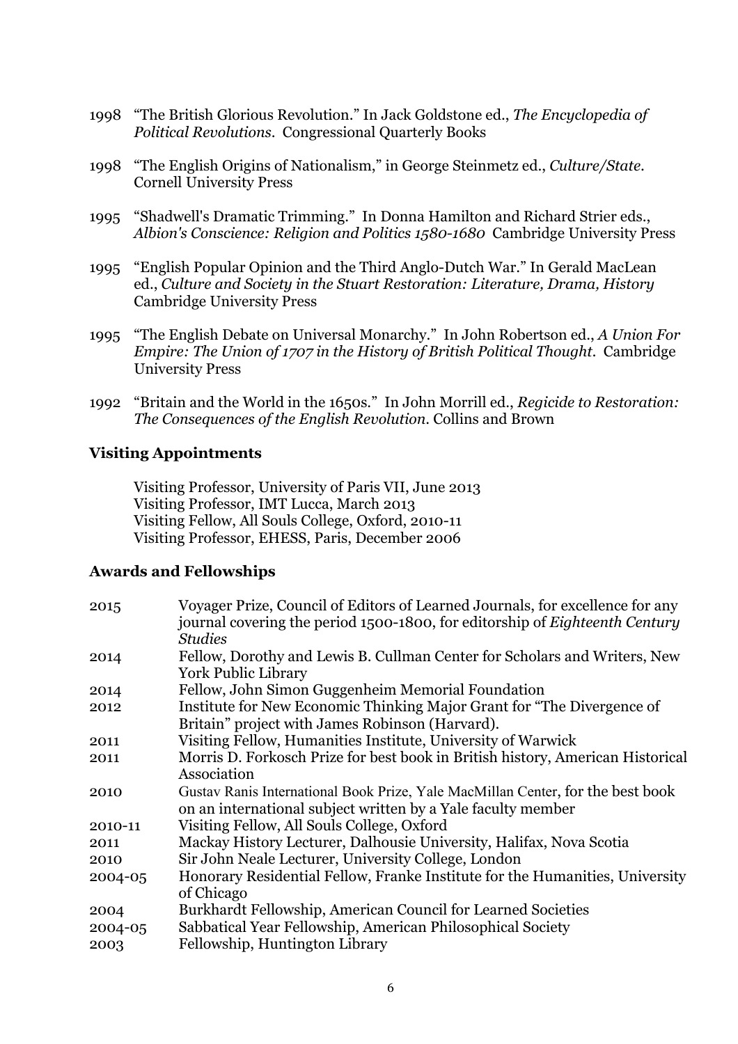1998 "The British Glorious Revolution." In Jack Goldstone ed., *The Encyclopedia of Political Revolutions*. Congressional Quarterly Books

1998 "The English Origins of Nationalism," in George Steinmetz ed., *Culture/State*. Cornell University Press

1995 "Shadwell's Dramatic Trimming." In Donna Hamilton and Richard Strier eds., *Albion's Conscience: Religion and Politics 1580-1680* Cambridge University Press

1995 "English Popular Opinion and the Third Anglo-Dutch War." In Gerald MacLean ed., *Culture and Society in the Stuart Restoration: Literature, Drama, History* Cambridge University Press

1995 "The English Debate on Universal Monarchy." In John Robertson ed., *A Union For Empire: The Union of 1707 in the History of British Political Thought*. Cambridge University Press

1992 "Britain and the World in the 1650s." In John Morrill ed., *Regicide to Restoration: The Consequences of the English Revolution*. Collins and Brown

## Visiting Appointments

Visiting Professor, University of Paris VII, June 2013
Visiting Professor, IMT Lucca, March 2013
Visiting Fellow, All Souls College, Oxford, 2010-11
Visiting Professor, EHESS, Paris, December 2006

## Awards and Fellowships

| | |
|---|---|
| 2015 | Voyager Prize, Council of Editors of Learned Journals, for excellence for any journal covering the period 1500-1800, for editorship of *Eighteenth Century Studies* |
| 2014 | Fellow, Dorothy and Lewis B. Cullman Center for Scholars and Writers, New York Public Library |
| 2014 | Fellow, John Simon Guggenheim Memorial Foundation |
| 2012 | Institute for New Economic Thinking Major Grant for "The Divergence of Britain" project with James Robinson (Harvard). |
| 2011 | Visiting Fellow, Humanities Institute, University of Warwick |
| 2011 | Morris D. Forkosch Prize for best book in British history, American Historical Association |
| 2010 | Gustav Ranis International Book Prize, Yale MacMillan Center, for the best book on an international subject written by a Yale faculty member |
| 2010-11 | Visiting Fellow, All Souls College, Oxford |
| 2011 | Mackay History Lecturer, Dalhousie University, Halifax, Nova Scotia |
| 2010 | Sir John Neale Lecturer, University College, London |
| 2004-05 | Honorary Residential Fellow, Franke Institute for the Humanities, University of Chicago |
| 2004 | Burkhardt Fellowship, American Council for Learned Societies |
| 2004-05 | Sabbatical Year Fellowship, American Philosophical Society |
| 2003 | Fellowship, Huntington Library |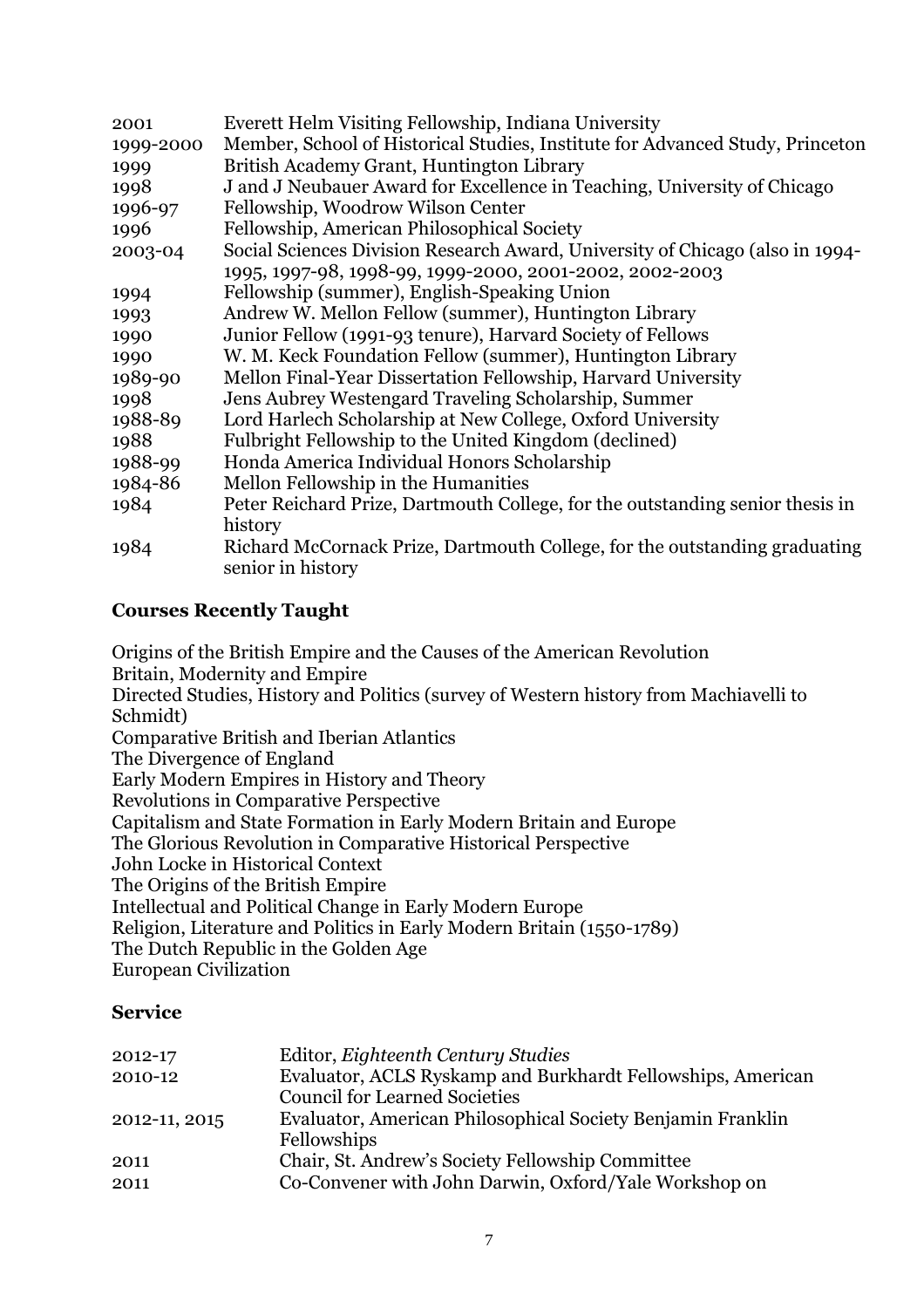| | |
|---|---|
| 2001 | Everett Helm Visiting Fellowship, Indiana University |
| 1999-2000 | Member, School of Historical Studies, Institute for Advanced Study, Princeton |
| 1999 | British Academy Grant, Huntington Library |
| 1998 | J and J Neubauer Award for Excellence in Teaching, University of Chicago |
| 1996-97 | Fellowship, Woodrow Wilson Center |
| 1996 | Fellowship, American Philosophical Society |
| 2003-04 | Social Sciences Division Research Award, University of Chicago (also in 1994-1995, 1997-98, 1998-99, 1999-2000, 2001-2002, 2002-2003 |
| 1994 | Fellowship (summer), English-Speaking Union |
| 1993 | Andrew W. Mellon Fellow (summer), Huntington Library |
| 1990 | Junior Fellow (1991-93 tenure), Harvard Society of Fellows |
| 1990 | W. M. Keck Foundation Fellow (summer), Huntington Library |
| 1989-90 | Mellon Final-Year Dissertation Fellowship, Harvard University |
| 1998 | Jens Aubrey Westengard Traveling Scholarship, Summer |
| 1988-89 | Lord Harlech Scholarship at New College, Oxford University |
| 1988 | Fulbright Fellowship to the United Kingdom (declined) |
| 1988-99 | Honda America Individual Honors Scholarship |
| 1984-86 | Mellon Fellowship in the Humanities |
| 1984 | Peter Reichard Prize, Dartmouth College, for the outstanding senior thesis in history |
| 1984 | Richard McCornack Prize, Dartmouth College, for the outstanding graduating senior in history |

### Courses Recently Taught

Origins of the British Empire and the Causes of the American Revolution
Britain, Modernity and Empire
Directed Studies, History and Politics (survey of Western history from Machiavelli to Schmidt)
Comparative British and Iberian Atlantics
The Divergence of England
Early Modern Empires in History and Theory
Revolutions in Comparative Perspective
Capitalism and State Formation in Early Modern Britain and Europe
The Glorious Revolution in Comparative Historical Perspective
John Locke in Historical Context
The Origins of the British Empire
Intellectual and Political Change in Early Modern Europe
Religion, Literature and Politics in Early Modern Britain (1550-1789)
The Dutch Republic in the Golden Age
European Civilization

### Service

| | |
|---|---|
| 2012-17 | Editor, *Eighteenth Century Studies* |
| 2010-12 | Evaluator, ACLS Ryskamp and Burkhardt Fellowships, American Council for Learned Societies |
| 2012-11, 2015 | Evaluator, American Philosophical Society Benjamin Franklin Fellowships |
| 2011 | Chair, St. Andrew's Society Fellowship Committee |
| 2011 | Co-Convener with John Darwin, Oxford/Yale Workshop on |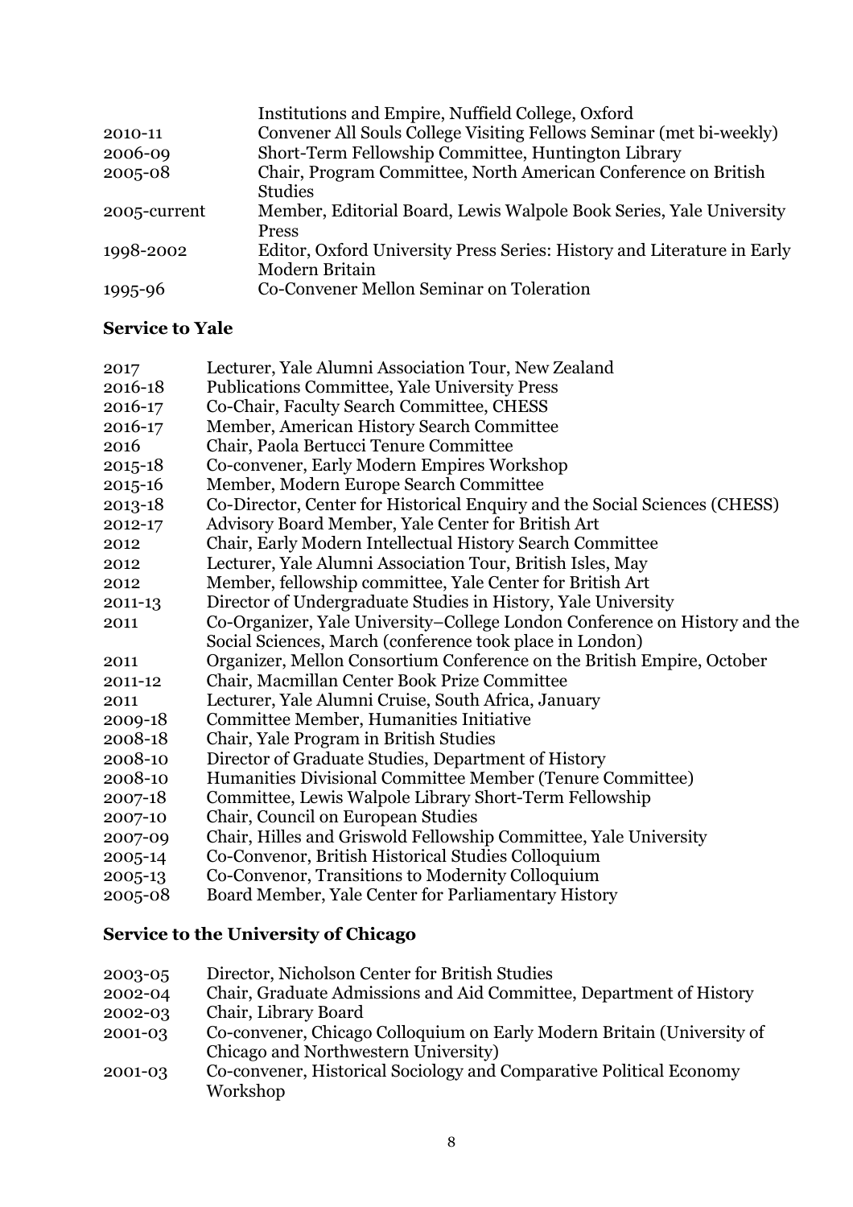| | |
|---|---|
| | Institutions and Empire, Nuffield College, Oxford |
| 2010-11 | Convener All Souls College Visiting Fellows Seminar (met bi-weekly) |
| 2006-09 | Short-Term Fellowship Committee, Huntington Library |
| 2005-08 | Chair, Program Committee, North American Conference on British Studies |
| 2005-current | Member, Editorial Board, Lewis Walpole Book Series, Yale University Press |
| 1998-2002 | Editor, Oxford University Press Series: History and Literature in Early Modern Britain |
| 1995-96 | Co-Convener Mellon Seminar on Toleration |

## Service to Yale

| | |
|---|---|
| 2017 | Lecturer, Yale Alumni Association Tour, New Zealand |
| 2016-18 | Publications Committee, Yale University Press |
| 2016-17 | Co-Chair, Faculty Search Committee, CHESS |
| 2016-17 | Member, American History Search Committee |
| 2016 | Chair, Paola Bertucci Tenure Committee |
| 2015-18 | Co-convener, Early Modern Empires Workshop |
| 2015-16 | Member, Modern Europe Search Committee |
| 2013-18 | Co-Director, Center for Historical Enquiry and the Social Sciences (CHESS) |
| 2012-17 | Advisory Board Member, Yale Center for British Art |
| 2012 | Chair, Early Modern Intellectual History Search Committee |
| 2012 | Lecturer, Yale Alumni Association Tour, British Isles, May |
| 2012 | Member, fellowship committee, Yale Center for British Art |
| 2011-13 | Director of Undergraduate Studies in History, Yale University |
| 2011 | Co-Organizer, Yale University–College London Conference on History and the Social Sciences, March (conference took place in London) |
| 2011 | Organizer, Mellon Consortium Conference on the British Empire, October |
| 2011-12 | Chair, Macmillan Center Book Prize Committee |
| 2011 | Lecturer, Yale Alumni Cruise, South Africa, January |
| 2009-18 | Committee Member, Humanities Initiative |
| 2008-18 | Chair, Yale Program in British Studies |
| 2008-10 | Director of Graduate Studies, Department of History |
| 2008-10 | Humanities Divisional Committee Member (Tenure Committee) |
| 2007-18 | Committee, Lewis Walpole Library Short-Term Fellowship |
| 2007-10 | Chair, Council on European Studies |
| 2007-09 | Chair, Hilles and Griswold Fellowship Committee, Yale University |
| 2005-14 | Co-Convenor, British Historical Studies Colloquium |
| 2005-13 | Co-Convenor, Transitions to Modernity Colloquium |
| 2005-08 | Board Member, Yale Center for Parliamentary History |

## Service to the University of Chicago

| | |
|---|---|
| 2003-05 | Director, Nicholson Center for British Studies |
| 2002-04 | Chair, Graduate Admissions and Aid Committee, Department of History |
| 2002-03 | Chair, Library Board |
| 2001-03 | Co-convener, Chicago Colloquium on Early Modern Britain (University of Chicago and Northwestern University) |
| 2001-03 | Co-convener, Historical Sociology and Comparative Political Economy Workshop |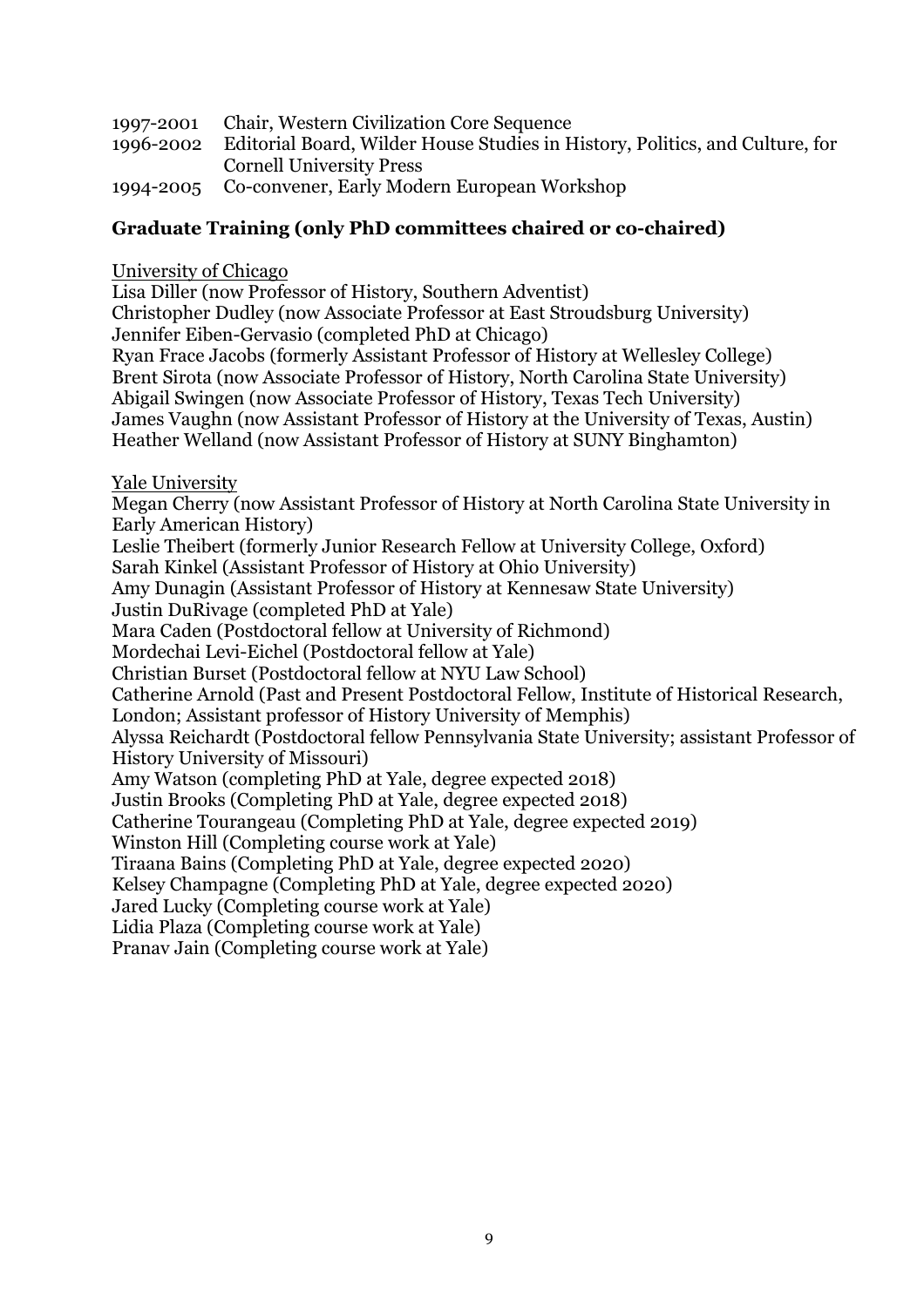1997-2001 Chair, Western Civilization Core Sequence
1996-2002 Editorial Board, Wilder House Studies in History, Politics, and Culture, for Cornell University Press
1994-2005 Co-convener, Early Modern European Workshop

## Graduate Training (only PhD committees chaired or co-chaired)

University of Chicago

Lisa Diller (now Professor of History, Southern Adventist)
Christopher Dudley (now Associate Professor at East Stroudsburg University)
Jennifer Eiben-Gervasio (completed PhD at Chicago)
Ryan Frace Jacobs (formerly Assistant Professor of History at Wellesley College)
Brent Sirota (now Associate Professor of History, North Carolina State University)
Abigail Swingen (now Associate Professor of History, Texas Tech University)
James Vaughn (now Assistant Professor of History at the University of Texas, Austin)
Heather Welland (now Assistant Professor of History at SUNY Binghamton)

Yale University

Megan Cherry (now Assistant Professor of History at North Carolina State University in Early American History)
Leslie Theibert (formerly Junior Research Fellow at University College, Oxford)
Sarah Kinkel (Assistant Professor of History at Ohio University)
Amy Dunagin (Assistant Professor of History at Kennesaw State University)
Justin DuRivage (completed PhD at Yale)
Mara Caden (Postdoctoral fellow at University of Richmond)
Mordechai Levi-Eichel (Postdoctoral fellow at Yale)
Christian Burset (Postdoctoral fellow at NYU Law School)
Catherine Arnold (Past and Present Postdoctoral Fellow, Institute of Historical Research, London; Assistant professor of History University of Memphis)
Alyssa Reichardt (Postdoctoral fellow Pennsylvania State University; assistant Professor of History University of Missouri)
Amy Watson (completing PhD at Yale, degree expected 2018)
Justin Brooks (Completing PhD at Yale, degree expected 2018)
Catherine Tourangeau (Completing PhD at Yale, degree expected 2019)
Winston Hill (Completing course work at Yale)
Tiraana Bains (Completing PhD at Yale, degree expected 2020)
Kelsey Champagne (Completing PhD at Yale, degree expected 2020)
Jared Lucky (Completing course work at Yale)
Lidia Plaza (Completing course work at Yale)
Pranav Jain (Completing course work at Yale)